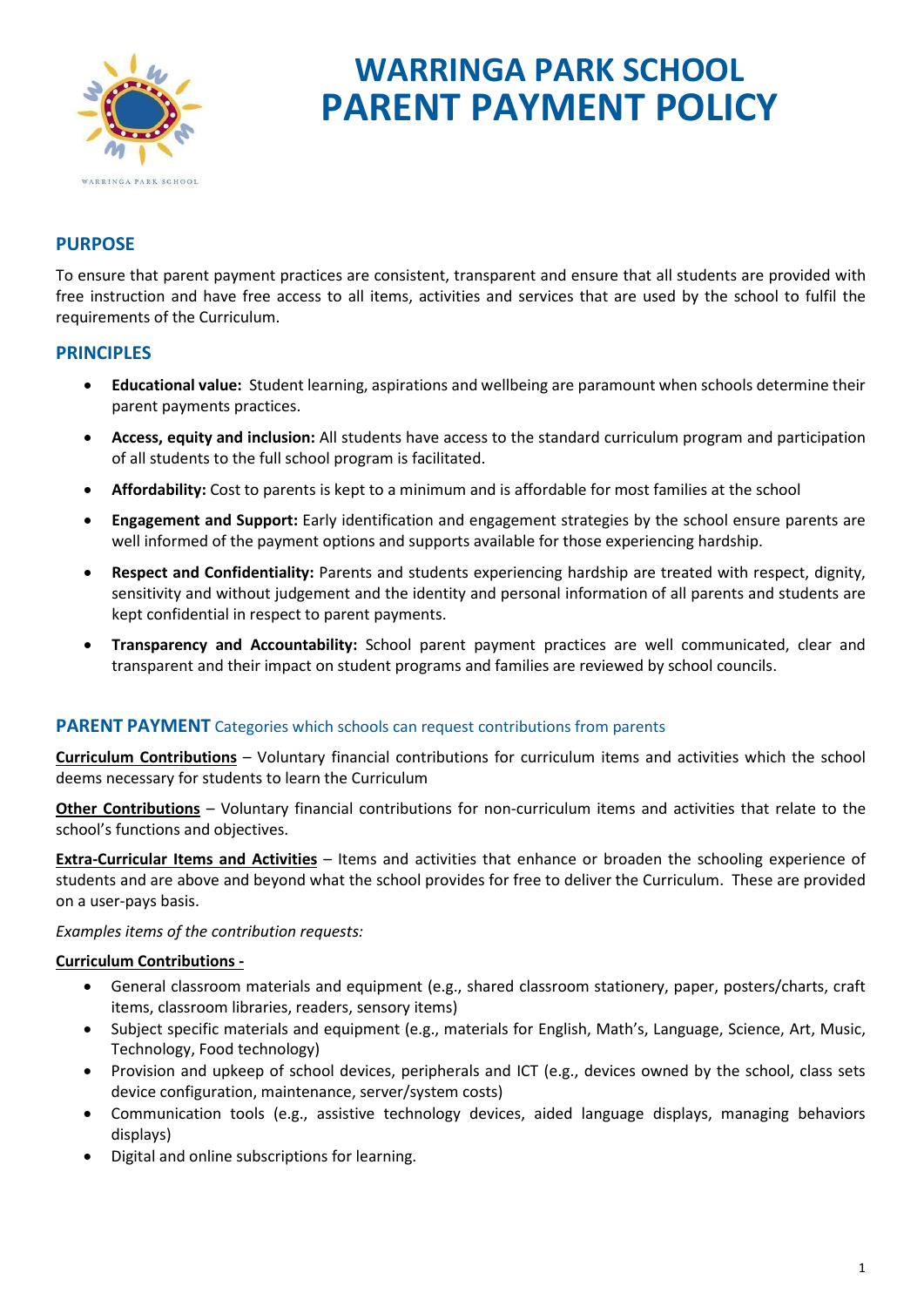# WARRINGA PARK SCHOOL PARENT PAYMENT POLICY

## PURPOSE

To ensure that parent payment practices are consistent, transparent and ensure that all students are provided with free instruction and have free access to all items, activities and services that are used by the school to fulfil the requirements of the Curriculum.

## PRINCIPLES

- **Educational value:** Student learning, aspirations and wellbeing are paramount when schools determine their parent payments practices.
- **Access, equity and inclusion:** All students have access to the standard curriculum program and participation of all students to the full school program is facilitated.
- **Affordability:** Cost to parents is kept to a minimum and is affordable for most families at the school
- **Engagement and Support:** Early identification and engagement strategies by the school ensure parents are well informed of the payment options and supports available for those experiencing hardship.
- **Respect and Confidentiality:** Parents and students experiencing hardship are treated with respect, dignity, sensitivity and without judgement and the identity and personal information of all parents and students are kept confidential in respect to parent payments.
- **Transparency and Accountability:** School parent payment practices are well communicated, clear and transparent and their impact on student programs and families are reviewed by school councils.

## PARENT PAYMENT Categories which schools can request contributions from parents

**Curriculum Contributions** – Voluntary financial contributions for curriculum items and activities which the school deems necessary for students to learn the Curriculum

**Other Contributions** – Voluntary financial contributions for non-curriculum items and activities that relate to the school's functions and objectives.

**Extra-Curricular Items and Activities** – Items and activities that enhance or broaden the schooling experience of students and are above and beyond what the school provides for free to deliver the Curriculum. These are provided on a user-pays basis.

*Examples items of the contribution requests:*

**Curriculum Contributions -**

- General classroom materials and equipment (e.g., shared classroom stationery, paper, posters/charts, craft items, classroom libraries, readers, sensory items)
- Subject specific materials and equipment (e.g., materials for English, Math's, Language, Science, Art, Music, Technology, Food technology)
- Provision and upkeep of school devices, peripherals and ICT (e.g., devices owned by the school, class sets device configuration, maintenance, server/system costs)
- Communication tools (e.g., assistive technology devices, aided language displays, managing behaviors displays)
- Digital and online subscriptions for learning.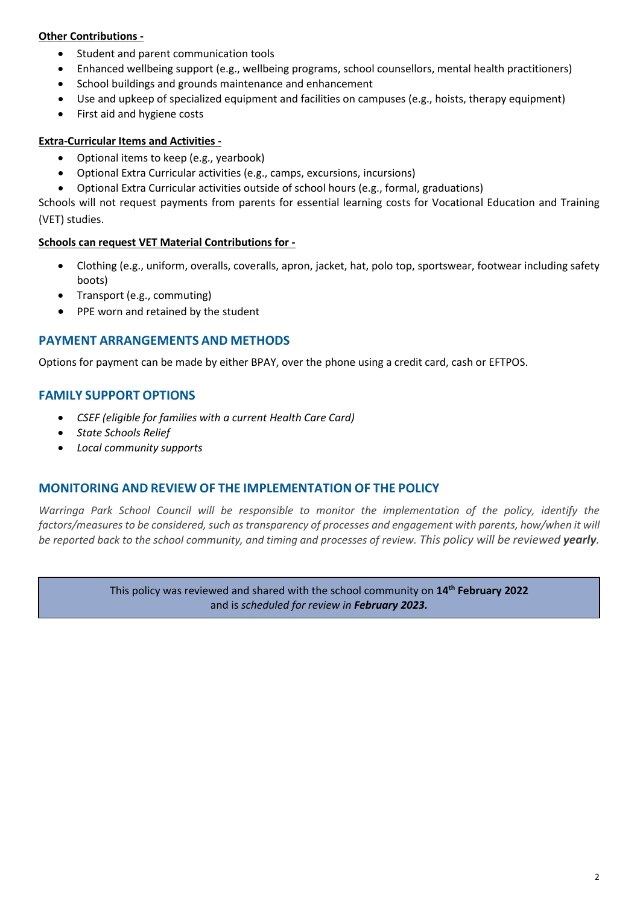**<u>Other Contributions -</u>**

- Student and parent communication tools
- Enhanced wellbeing support (e.g., wellbeing programs, school counsellors, mental health practitioners)
- School buildings and grounds maintenance and enhancement
- Use and upkeep of specialized equipment and facilities on campuses (e.g., hoists, therapy equipment)
- First aid and hygiene costs

**<u>Extra-Curricular Items and Activities -</u>**

- Optional items to keep (e.g., yearbook)
- Optional Extra Curricular activities (e.g., camps, excursions, incursions)
- Optional Extra Curricular activities outside of school hours (e.g., formal, graduations)

Schools will not request payments from parents for essential learning costs for Vocational Education and Training (VET) studies.

**<u>Schools can request VET Material Contributions for -</u>**

- Clothing (e.g., uniform, overalls, coveralls, apron, jacket, hat, polo top, sportswear, footwear including safety boots)
- Transport (e.g., commuting)
- PPE worn and retained by the student

## PAYMENT ARRANGEMENTS AND METHODS

Options for payment can be made by either BPAY, over the phone using a credit card, cash or EFTPOS.

## FAMILY SUPPORT OPTIONS

- *CSEF (eligible for families with a current Health Care Card)*
- *State Schools Relief*
- *Local community supports*

## MONITORING AND REVIEW OF THE IMPLEMENTATION OF THE POLICY

*Warringa Park School Council will be responsible to monitor the implementation of the policy, identify the factors/measures to be considered, such as transparency of processes and engagement with parents, how/when it will be reported back to the school community, and timing and processes of review. This policy will be reviewed **yearly**.*

This policy was reviewed and shared with the school community on **14th February 2022** and is *scheduled for review in **February 2023.***